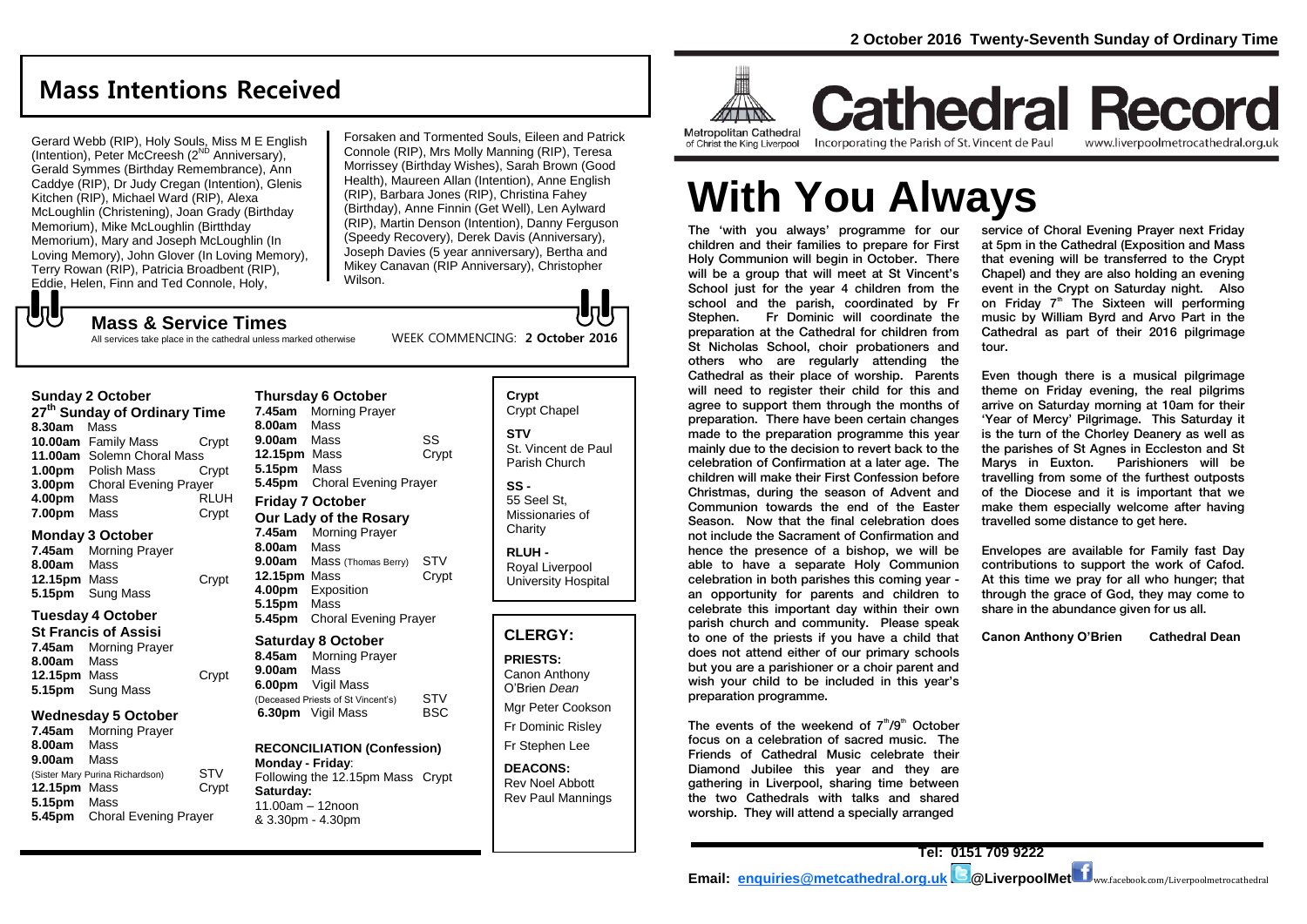# Cathedral Record

Metropolitan Cathedral of Christ the King Liverpool

Incorporating the Parish of St. Vincent de Paul

www.liverpoolmetrocathedral.org.uk

**2 October 2016 Twenty-Seventh Sunday of Ordinary Time**

# With You Always

The 'with you always' programme for our children and their families to prepare for First Holy Communion will begin in October. There will be a group that will meet at St Vincent's School just for the year 4 children from the school and the parish, coordinated by Fr Stephen. Fr Dominic will coordinate the preparation at the Cathedral for children from St Nicholas School, choir probationers and others who are regularly attending the Cathedral as their place of worship. Parents will need to register their child for this and agree to support them through the months of preparation. There have been certain changes made to the preparation programme this year mainly due to the decision to revert back to the celebration of Confirmation at a later age. The children will make their First Confession before Christmas, during the season of Advent and Communion towards the end of the Easter Season. Now that the final celebration does not include the Sacrament of Confirmation and hence the presence of a bishop, we will be able to have a separate Holy Communion celebration in both parishes this coming year - an opportunity for parents and children to celebrate this important day within their own parish church and community. Please speak to one of the priests if you have a child that does not attend either of our primary schools but you are a parishioner or a choir parent and wish your child to be included in this year's preparation programme.

The events of the weekend of 7th/9th October focus on a celebration of sacred music. The Friends of Cathedral Music celebrate their Diamond Jubilee this year and they are gathering in Liverpool, sharing time between the two Cathedrals with talks and shared worship. They will attend a specially arranged service of Choral Evening Prayer next Friday at 5pm in the Cathedral (Exposition and Mass that evening will be transferred to the Crypt Chapel) and they are also holding an evening event in the Crypt on Saturday night. Also on Friday 7th The Sixteen will performing music by William Byrd and Arvo Part in the Cathedral as part of their 2016 pilgrimage tour.

Even though there is a musical pilgrimage theme on Friday evening, the real pilgrims arrive on Saturday morning at 10am for their 'Year of Mercy' Pilgrimage. This Saturday it is the turn of the Chorley Deanery as well as the parishes of St Agnes in Eccleston and St Marys in Euxton. Parishioners will be travelling from some of the furthest outposts of the Diocese and it is important that we make them especially welcome after having travelled some distance to get here.

Envelopes are available for Family fast Day contributions to support the work of Cafod. At this time we pray for all who hunger; that through the grace of God, they may come to share in the abundance given for us all.

**Canon Anthony O'Brien Cathedral Dean**

## Mass Intentions Received

Gerard Webb (RIP), Holy Souls, Miss M E English (Intention), Peter McCreesh (2ND Anniversary), Gerald Symmes (Birthday Remembrance), Ann Caddye (RIP), Dr Judy Cregan (Intention), Glenis Kitchen (RIP), Michael Ward (RIP), Alexa McLoughlin (Christening), Joan Grady (Birthday Memorium), Mike McLoughlin (Birtthday Memorium), Mary and Joseph McLoughlin (In Loving Memory), John Glover (In Loving Memory), Terry Rowan (RIP), Patricia Broadbent (RIP), Eddie, Helen, Finn and Ted Connole, Holy, Forsaken and Tormented Souls, Eileen and Patrick Connole (RIP), Mrs Molly Manning (RIP), Teresa Morrissey (Birthday Wishes), Sarah Brown (Good Health), Maureen Allan (Intention), Anne English (RIP), Barbara Jones (RIP), Christina Fahey (Birthday), Anne Finnin (Get Well), Len Aylward (RIP), Martin Denson (Intention), Danny Ferguson (Speedy Recovery), Derek Davis (Anniversary), Joseph Davies (5 year anniversary), Bertha and Mikey Canavan (RIP Anniversary), Christopher Wilson.

## Mass & Service Times

All services take place in the cathedral unless marked otherwise

WEEK COMMENCING: **2 October 2016**

### Sunday 2 October
**27th Sunday of Ordinary Time**

| | | |
|---|---|---|
| **8.30am** | Mass | |
| **10.00am** | Family Mass | Crypt |
| **11.00am** | Solemn Choral Mass | |
| **1.00pm** | Polish Mass | Crypt |
| **3.00pm** | Choral Evening Prayer | |
| **4.00pm** | Mass | RLUH |
| **7.00pm** | Mass | Crypt |

### Monday 3 October

| | | |
|---|---|---|
| **7.45am** | Morning Prayer | |
| **8.00am** | Mass | |
| **12.15pm** | Mass | Crypt |
| **5.15pm** | Sung Mass | |

### Tuesday 4 October
**St Francis of Assisi**

| | | |
|---|---|---|
| **7.45am** | Morning Prayer | |
| **8.00am** | Mass | |
| **12.15pm** | Mass | Crypt |
| **5.15pm** | Sung Mass | |

### Wednesday 5 October

| | | |
|---|---|---|
| **7.45am** | Morning Prayer | |
| **8.00am** | Mass | |
| **9.00am** | Mass | |
| | (Sister Mary Purina Richardson) | STV |
| **12.15pm** | Mass | Crypt |
| **5.15pm** | Mass | |
| **5.45pm** | Choral Evening Prayer | |

### Thursday 6 October

| | | |
|---|---|---|
| **7.45am** | Morning Prayer | |
| **8.00am** | Mass | |
| **9.00am** | Mass | SS |
| **12.15pm** | Mass | Crypt |
| **5.15pm** | Mass | |
| **5.45pm** | Choral Evening Prayer | |

### Friday 7 October
**Our Lady of the Rosary**

| | | |
|---|---|---|
| **7.45am** | Morning Prayer | |
| **8.00am** | Mass | |
| **9.00am** | Mass (Thomas Berry) | STV |
| **12.15pm** | Mass | Crypt |
| **4.00pm** | Exposition | |
| **5.15pm** | Mass | |
| **5.45pm** | Choral Evening Prayer | |

### Saturday 8 October

| | | |
|---|---|---|
| **8.45am** | Morning Prayer | |
| **9.00am** | Mass | |
| **6.00pm** | Vigil Mass | |
| | (Deceased Priests of St Vincent's) | STV |
| **6.30pm** | Vigil Mass | BSC |

### RECONCILIATION (Confession)

**Monday - Friday**:
Following the 12.15pm Mass Crypt

**Saturday:**
11.00am – 12noon
& 3.30pm - 4.30pm

**Crypt**
Crypt Chapel

**STV**
St. Vincent de Paul Parish Church

**SS -**
55 Seel St, Missionaries of Charity

**RLUH -**
Royal Liverpool University Hospital

## CLERGY:

**PRIESTS:**
Canon Anthony O'Brien *Dean*
Mgr Peter Cookson
Fr Dominic Risley
Fr Stephen Lee

**DEACONS:**
Rev Noel Abbott
Rev Paul Mannings

**Tel: 0151 709 9222**

**Email: enquiries@metcathedral.org.uk** @LiverpoolMet www.facebook.com/Liverpoolmetrocathedral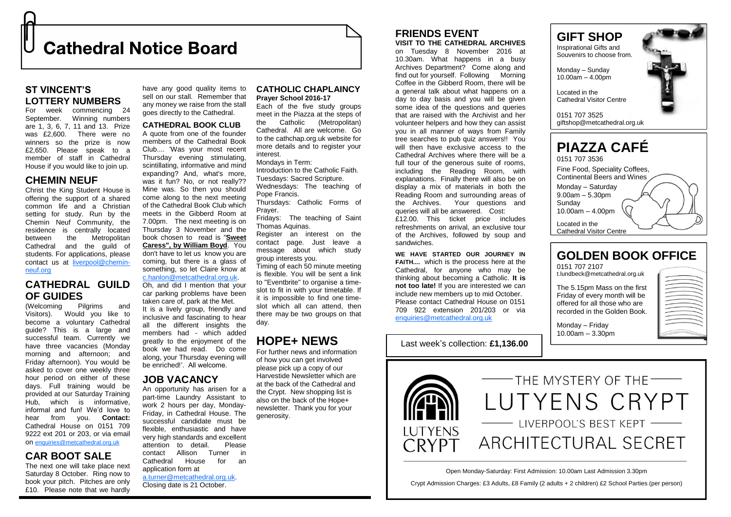# Cathedral Notice Board

## ST VINCENT'S LOTTERY NUMBERS

For week commencing 24 September. Winning numbers are 1, 3, 6, 7, 11 and 13. Prize was £2,600. There were no winners so the prize is now £2,650. Please speak to a member of staff in Cathedral House if you would like to join up.

## CHEMIN NEUF

Christ the King Student House is offering the support of a shared common life and a Christian setting for study. Run by the Chemin Neuf Community, the residence is centrally located between the Metropolitan Cathedral and the guild of students. For applications, please contact us at liverpool@chemin-neuf.org

## CATHEDRAL GUILD OF GUIDES

(Welcoming Pilgrims and Visitors). Would you like to become a voluntary Cathedral guide? This is a large and successful team. Currently we have three vacancies (Monday morning and afternoon; and Friday afternoon). You would be asked to cover one weekly three hour period on either of these days. Full training would be provided at our Saturday Training Hub, which is informative, informal and fun! We'd love to hear from you. **Contact:** Cathedral House on 0151 709 9222 ext 201 or 203, or via email on enquiries@metcathedral.org.uk

## CAR BOOT SALE

The next one will take place next Saturday 8 October. Ring now to book your pitch. Pitches are only £10. Please note that we hardly have any good quality items to sell on our stall. Remember that any money we raise from the stall goes directly to the Cathedral.

### CATHEDRAL BOOK CLUB

A quote from one of the founder members of the Cathedral Book Club.... 'Was your most recent Thursday evening stimulating, scintillating, informative and mind expanding? And, what's more, was it fun? No, or not really?? Mine was. So then you should come along to the next meeting of the Cathedral Book Club which meets in the Gibberd Room at 7.00pm. The next meeting is on Thursday 3 November and the book chosen to read is "**Sweet Caress", by William Boyd**. You don't have to let us know you are coming, but there is a glass of something, so let Claire know at c.hanlon@metcathedral.org.uk.

Oh, and did I mention that your car parking problems have been taken care of, park at the Met.

It is a lively group, friendly and inclusive and fascinating to hear all the different insights the members had - which added greatly to the enjoyment of the book we had read. Do come along, your Thursday evening will be enriched!'. All welcome.

## JOB VACANCY

An opportunity has arisen for a part-time Laundry Assistant to work 2 hours per day, Monday-Friday, in Cathedral House. The successful candidate must be flexible, enthusiastic and have very high standards and excellent attention to detail. Please contact Allison Turner in Cathedral House for an application form at a.turner@metcathedral.org.uk.

Closing date is 21 October.

### CATHOLIC CHAPLAINCY

**Prayer School 2016-17**

Each of the five study groups meet in the Piazza at the steps of the Catholic (Metropolitan) Cathedral. All are welcome. Go to the cathchap.org.uk website for more details and to register your interest.

Mondays in Term:
Introduction to the Catholic Faith.
Tuesdays: Sacred Scripture.
Wednesdays: The teaching of Pope Francis.
Thursdays: Catholic Forms of Prayer.
Fridays: The teaching of Saint Thomas Aquinas.

Register an interest on the contact page. Just leave a message about which study group interests you.

Timing of each 50 minute meeting is flexible. You will be sent a link to "Eventbrite" to organise a time-slot to fit in with your timetable. If it is impossible to find one time-slot which all can attend, then there may be two groups on that day.

## HOPE+ NEWS

For further news and information of how you can get involved please pick up a copy of our Harvestide Newsletter which are at the back of the Cathedral and the Crypt. New shopping list is also on the back of the Hope+ newsletter. Thank you for your generosity.

## FRIENDS EVENT

**VISIT TO THE CATHEDRAL ARCHIVES** on Tuesday 8 November 2016 at 10.30am. What happens in a busy Archives Department? Come along and find out for yourself. Following Morning Coffee in the Gibberd Room, there will be a general talk about what happens on a day to day basis and you will be given some idea of the questions and queries that are raised with the Archivist and her volunteer helpers and how they can assist you in all manner of ways from Family tree searches to pub quiz answers!! You will then have exclusive access to the Cathedral Archives where there will be a full tour of the generous suite of rooms, including the Reading Room, with explanations. Finally there will also be on display a mix of materials in both the Reading Room and surrounding areas of the Archives. Your questions and queries will all be answered. Cost:

£12.00. This ticket price includes refreshments on arrival, an exclusive tour of the Archives, followed by soup and sandwiches.

**WE HAVE STARTED OUR JOURNEY IN FAITH....** which is the process here at the Cathedral, for anyone who may be thinking about becoming a Catholic. **It is not too late!** If you are interested we can include new members up to mid October. Please contact Cathedral House on 0151 709 922 extension 201/203 or via enquiries@metcathedral.org.uk

Last week's collection: **£1,136.00**

## GIFT SHOP

Inspirational Gifts and Souvenirs to choose from.

Monday – Sunday
10.00am – 4.00pm

Located in the Cathedral Visitor Centre

0151 707 3525
giftshop@metcathedral.org.uk

## PIAZZA CAFÉ

0151 707 3536

Fine Food, Speciality Coffees, Continental Beers and Wines

Monday – Saturday
9.00am – 5.30pm
Sunday
10.00am – 4.00pm

Located in the Cathedral Visitor Centre

## GOLDEN BOOK OFFICE

0151 707 2107
t.lundbeck@metcathedral.org.uk

The 5.15pm Mass on the first Friday of every month will be offered for all those who are recorded in the Golden Book.

Monday – Friday
10.00am – 3.30pm

## THE MYSTERY OF THE LUTYENS CRYPT

LUTYENS CRYPT

LIVERPOOL'S BEST KEPT ARCHITECTURAL SECRET

Open Monday-Saturday: First Admission: 10.00am Last Admission 3.30pm

Crypt Admission Charges: £3 Adults, £8 Family (2 adults + 2 children) £2 School Parties (per person)